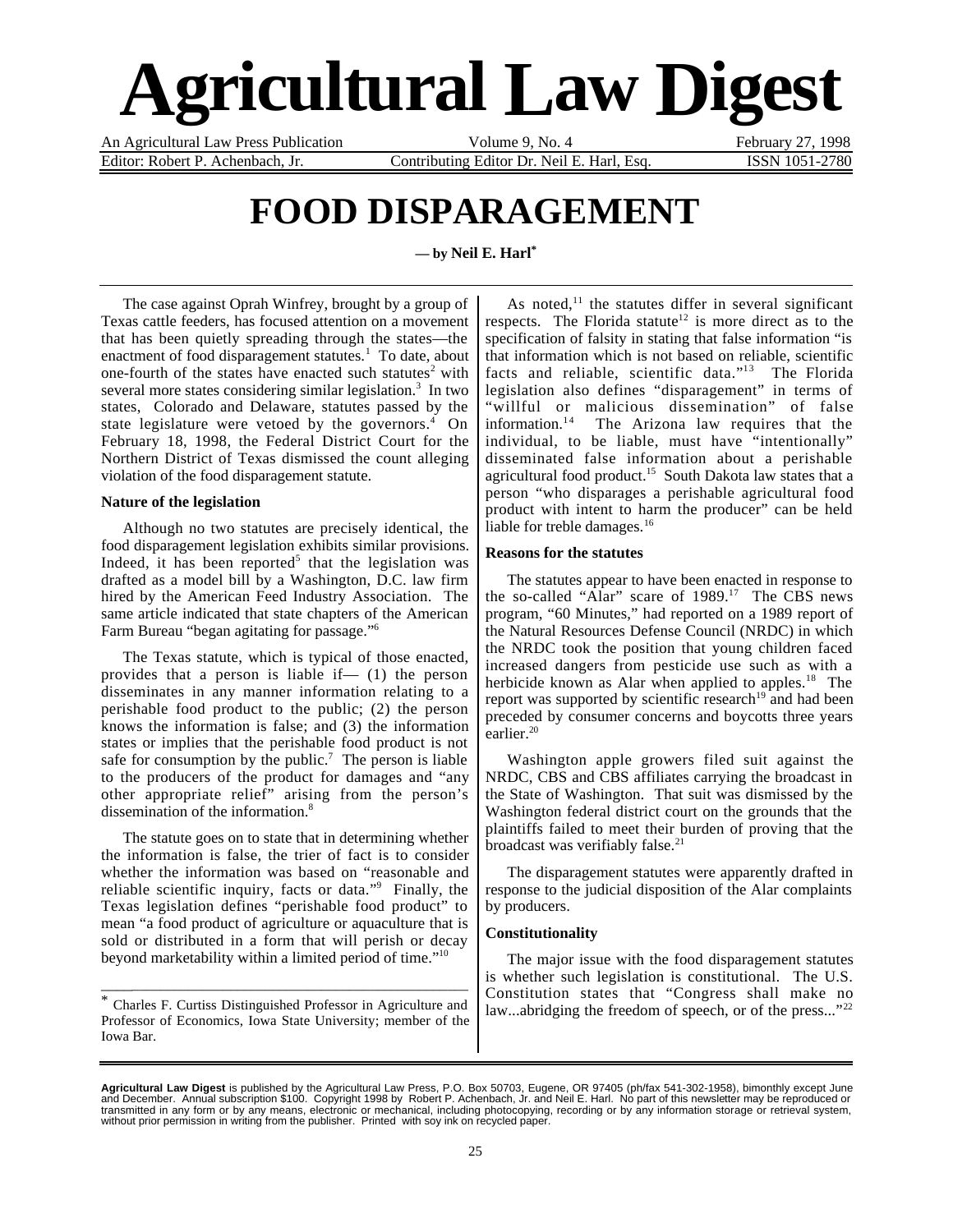# Agricultural Law Digest

An Agricultural Law Press Publication | Volume 9, No. 4 | February 27, 1998

Editor: Robert P. Achenbach, Jr. | Contributing Editor Dr. Neil E. Harl, Esq. | ISSN 1051-2780

## FOOD DISPARAGEMENT

**— by Neil E. Harl***

The case against Oprah Winfrey, brought by a group of Texas cattle feeders, has focused attention on a movement that has been quietly spreading through the states—the enactment of food disparagement statutes.[1] To date, about one-fourth of the states have enacted such statutes[2] with several more states considering similar legislation.[3] In two states, Colorado and Delaware, statutes passed by the state legislature were vetoed by the governors.[4] On February 18, 1998, the Federal District Court for the Northern District of Texas dismissed the count alleging violation of the food disparagement statute.

### Nature of the legislation

Although no two statutes are precisely identical, the food disparagement legislation exhibits similar provisions. Indeed, it has been reported[5] that the legislation was drafted as a model bill by a Washington, D.C. law firm hired by the American Feed Industry Association. The same article indicated that state chapters of the American Farm Bureau "began agitating for passage."[6]

The Texas statute, which is typical of those enacted, provides that a person is liable if— (1) the person disseminates in any manner information relating to a perishable food product to the public; (2) the person knows the information is false; and (3) the information states or implies that the perishable food product is not safe for consumption by the public.[7] The person is liable to the producers of the product for damages and "any other appropriate relief" arising from the person's dissemination of the information.[8]

The statute goes on to state that in determining whether the information is false, the trier of fact is to consider whether the information was based on "reasonable and reliable scientific inquiry, facts or data."[9] Finally, the Texas legislation defines "perishable food product" to mean "a food product of agriculture or aquaculture that is sold or distributed in a form that will perish or decay beyond marketability within a limited period of time."[10]

As noted,[11] the statutes differ in several significant respects. The Florida statute[12] is more direct as to the specification of falsity in stating that false information "is that information which is not based on reliable, scientific facts and reliable, scientific data."[13] The Florida legislation also defines "disparagement" in terms of "willful or malicious dissemination" of false information.[14] The Arizona law requires that the individual, to be liable, must have "intentionally" disseminated false information about a perishable agricultural food product.[15] South Dakota law states that a person "who disparages a perishable agricultural food product with intent to harm the producer" can be held liable for treble damages.[16]

### Reasons for the statutes

The statutes appear to have been enacted in response to the so-called "Alar" scare of 1989.[17] The CBS news program, "60 Minutes," had reported on a 1989 report of the Natural Resources Defense Council (NRDC) in which the NRDC took the position that young children faced increased dangers from pesticide use such as with a herbicide known as Alar when applied to apples.[18] The report was supported by scientific research[19] and had been preceded by consumer concerns and boycotts three years earlier.[20]

Washington apple growers filed suit against the NRDC, CBS and CBS affiliates carrying the broadcast in the State of Washington. That suit was dismissed by the Washington federal district court on the grounds that the plaintiffs failed to meet their burden of proving that the broadcast was verifiably false.[21]

The disparagement statutes were apparently drafted in response to the judicial disposition of the Alar complaints by producers.

### Constitutionality

The major issue with the food disparagement statutes is whether such legislation is constitutional. The U.S. Constitution states that "Congress shall make no law...abridging the freedom of speech, or of the press..."[22]

---

\* Charles F. Curtiss Distinguished Professor in Agriculture and Professor of Economics, Iowa State University; member of the Iowa Bar.

**Agricultural Law Digest** is published by the Agricultural Law Press, P.O. Box 50703, Eugene, OR 97405 (ph/fax 541-302-1958), bimonthly except June and December. Annual subscription $100. Copyright 1998 by Robert P. Achenbach, Jr. and Neil E. Harl. No part of this newsletter may be reproduced or transmitted in any form or by any means, electronic or mechanical, including photocopying, recording or by any information storage or retrieval system, without prior permission in writing from the publisher. Printed with soy ink on recycled paper.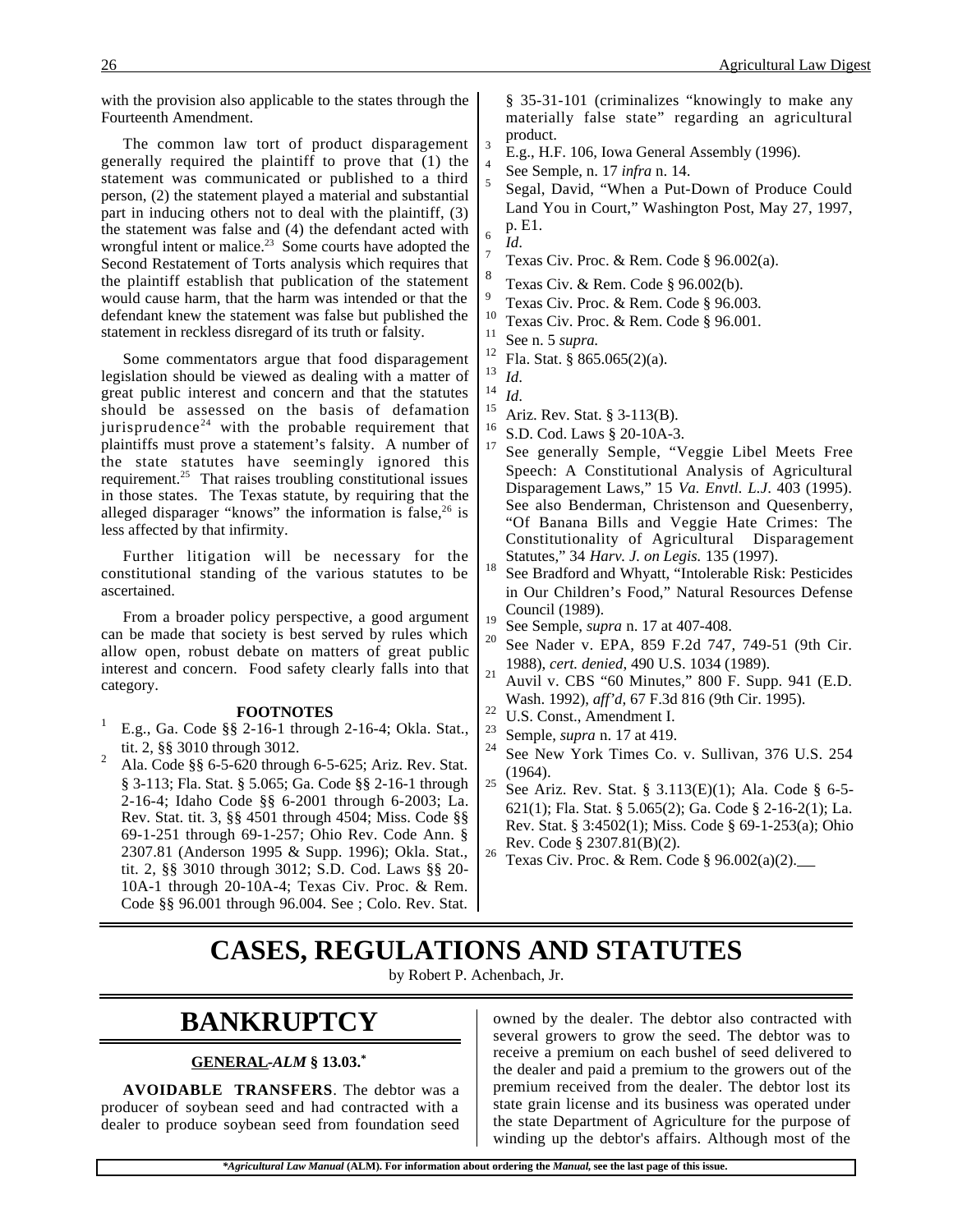with the provision also applicable to the states through the Fourteenth Amendment.

The common law tort of product disparagement generally required the plaintiff to prove that (1) the statement was communicated or published to a third person, (2) the statement played a material and substantial part in inducing others not to deal with the plaintiff, (3) the statement was false and (4) the defendant acted with wrongful intent or malice.[23] Some courts have adopted the Second Restatement of Torts analysis which requires that the plaintiff establish that publication of the statement would cause harm, that the harm was intended or that the defendant knew the statement was false but published the statement in reckless disregard of its truth or falsity.

Some commentators argue that food disparagement legislation should be viewed as dealing with a matter of great public interest and concern and that the statutes should be assessed on the basis of defamation jurisprudence[24] with the probable requirement that plaintiffs must prove a statement's falsity. A number of the state statutes have seemingly ignored this requirement.[25] That raises troubling constitutional issues in those states. The Texas statute, by requiring that the alleged disparager "knows" the information is false,[26] is less affected by that infirmity.

Further litigation will be necessary for the constitutional standing of the various statutes to be ascertained.

From a broader policy perspective, a good argument can be made that society is best served by rules which allow open, robust debate on matters of great public interest and concern. Food safety clearly falls into that category.

**FOOTNOTES**

1. E.g., Ga. Code §§ 2-16-1 through 2-16-4; Okla. Stat., tit. 2, §§ 3010 through 3012.
2. Ala. Code §§ 6-5-620 through 6-5-625; Ariz. Rev. Stat. § 3-113; Fla. Stat. § 5.065; Ga. Code §§ 2-16-1 through 2-16-4; Idaho Code §§ 6-2001 through 6-2003; La. Rev. Stat. tit. 3, §§ 4501 through 4504; Miss. Code §§ 69-1-251 through 69-1-257; Ohio Rev. Code Ann. § 2307.81 (Anderson 1995 & Supp. 1996); Okla. Stat., tit. 2, §§ 3010 through 3012; S.D. Cod. Laws §§ 20-10A-1 through 20-10A-4; Texas Civ. Proc. & Rem. Code §§ 96.001 through 96.004. See ; Colo. Rev. Stat. § 35-31-101 (criminalizes "knowingly to make any materially false state" regarding an agricultural product.
3. E.g., H.F. 106, Iowa General Assembly (1996).
4. See Semple, n. 17 *infra* n. 14.
5. Segal, David, "When a Put-Down of Produce Could Land You in Court," Washington Post, May 27, 1997, p. E1.
6. *Id*.
7. Texas Civ. Proc. & Rem. Code § 96.002(a).
8. Texas Civ. & Rem. Code § 96.002(b).
9. Texas Civ. Proc. & Rem. Code § 96.003.
10. Texas Civ. Proc. & Rem. Code § 96.001.
11. See n. 5 *supra.*
12. Fla. Stat. § 865.065(2)(a).
13. *Id*.
14. *Id*.
15. Ariz. Rev. Stat. § 3-113(B).
16. S.D. Cod. Laws § 20-10A-3.
17. See generally Semple, "Veggie Libel Meets Free Speech: A Constitutional Analysis of Agricultural Disparagement Laws," 15 *Va. Envtl. L.J*. 403 (1995). See also Benderman, Christenson and Quesenberry, "Of Banana Bills and Veggie Hate Crimes: The Constitutionality of Agricultural Disparagement Statutes," 34 *Harv. J. on Legis.* 135 (1997).
18. See Bradford and Whyatt, "Intolerable Risk: Pesticides in Our Children's Food," Natural Resources Defense Council (1989).
19. See Semple, *supra* n. 17 at 407-408.
20. See Nader v. EPA, 859 F.2d 747, 749-51 (9th Cir. 1988), *cert. denied*, 490 U.S. 1034 (1989).
21. Auvil v. CBS "60 Minutes," 800 F. Supp. 941 (E.D. Wash. 1992), *aff'd*, 67 F.3d 816 (9th Cir. 1995).
22. U.S. Const., Amendment I.
23. Semple, *supra* n. 17 at 419.
24. See New York Times Co. v. Sullivan, 376 U.S. 254 (1964).
25. See Ariz. Rev. Stat. § 3.113(E)(1); Ala. Code § 6-5-621(1); Fla. Stat. § 5.065(2); Ga. Code § 2-16-2(1); La. Rev. Stat. § 3:4502(1); Miss. Code § 69-1-253(a); Ohio Rev. Code § 2307.81(B)(2).
26. Texas Civ. Proc. & Rem. Code § 96.002(a)(2).

# CASES, REGULATIONS AND STATUTES

by Robert P. Achenbach, Jr.

## BANKRUPTCY

### GENERAL -*ALM* § 13.03.*

**AVOIDABLE TRANSFERS**. The debtor was a producer of soybean seed and had contracted with a dealer to produce soybean seed from foundation seed owned by the dealer. The debtor also contracted with several growers to grow the seed. The debtor was to receive a premium on each bushel of seed delivered to the dealer and paid a premium to the growers out of the premium received from the dealer. The debtor lost its state grain license and its business was operated under the state Department of Agriculture for the purpose of winding up the debtor's affairs. Although most of the

***Agricultural Law Manual* (ALM). For information about ordering the *Manual*, see the last page of this issue.**